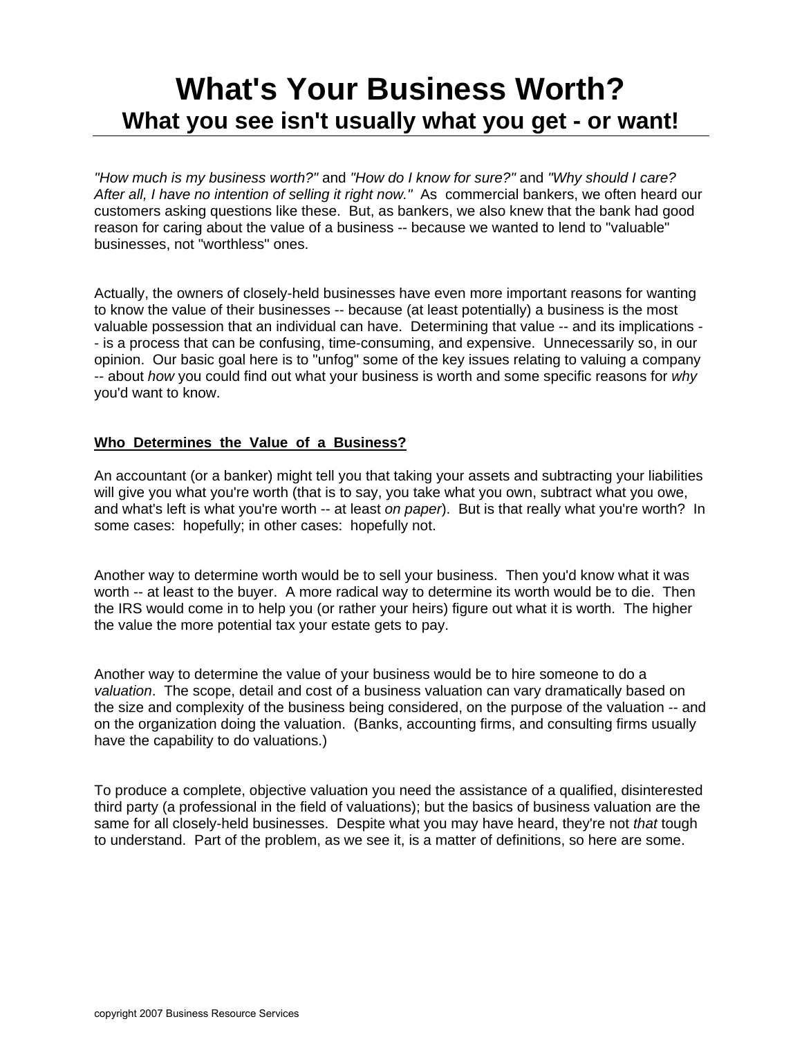# What's Your Business Worth?

## What you see isn't usually what you get - or want!

*"How much is my business worth?"* and *"How do I know for sure?"* and *"Why should I care? After all, I have no intention of selling it right now."* As commercial bankers, we often heard our customers asking questions like these. But, as bankers, we also knew that the bank had good reason for caring about the value of a business -- because we wanted to lend to "valuable" businesses, not "worthless" ones.

Actually, the owners of closely-held businesses have even more important reasons for wanting to know the value of their businesses -- because (at least potentially) a business is the most valuable possession that an individual can have. Determining that value -- and its implications -- is a process that can be confusing, time-consuming, and expensive. Unnecessarily so, in our opinion. Our basic goal here is to "unfog" some of the key issues relating to valuing a company -- about *how* you could find out what your business is worth and some specific reasons for *why* you'd want to know.

**Who Determines the Value of a Business?**

An accountant (or a banker) might tell you that taking your assets and subtracting your liabilities will give you what you're worth (that is to say, you take what you own, subtract what you owe, and what's left is what you're worth -- at least *on paper*). But is that really what you're worth? In some cases: hopefully; in other cases: hopefully not.

Another way to determine worth would be to sell your business. Then you'd know what it was worth -- at least to the buyer. A more radical way to determine its worth would be to die. Then the IRS would come in to help you (or rather your heirs) figure out what it is worth. The higher the value the more potential tax your estate gets to pay.

Another way to determine the value of your business would be to hire someone to do a *valuation*. The scope, detail and cost of a business valuation can vary dramatically based on the size and complexity of the business being considered, on the purpose of the valuation -- and on the organization doing the valuation. (Banks, accounting firms, and consulting firms usually have the capability to do valuations.)

To produce a complete, objective valuation you need the assistance of a qualified, disinterested third party (a professional in the field of valuations); but the basics of business valuation are the same for all closely-held businesses. Despite what you may have heard, they're not *that* tough to understand. Part of the problem, as we see it, is a matter of definitions, so here are some.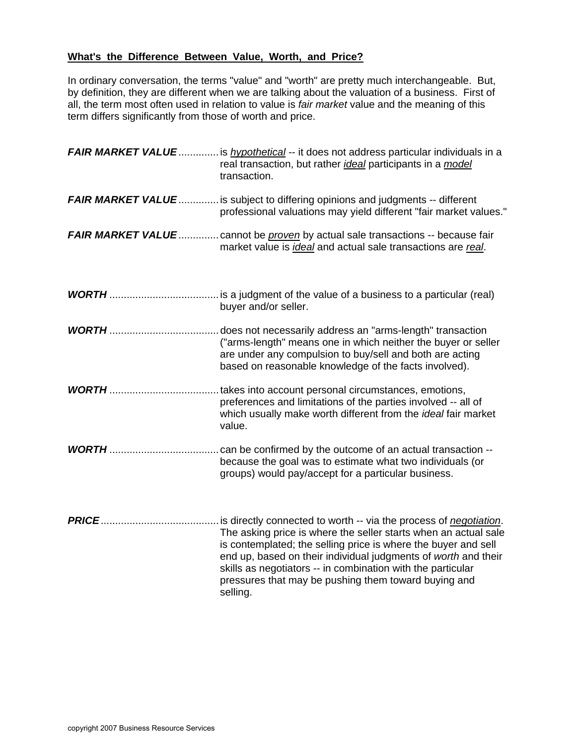## What's the Difference Between Value, Worth, and Price?

In ordinary conversation, the terms "value" and "worth" are pretty much interchangeable. But, by definition, they are different when we are talking about the valuation of a business. First of all, the term most often used in relation to value is *fair market* value and the meaning of this term differs significantly from those of worth and price.

***FAIR MARKET VALUE*** .............. is *hypothetical* -- it does not address particular individuals in a real transaction, but rather *ideal* participants in a *model* transaction.

***FAIR MARKET VALUE*** .............. is subject to differing opinions and judgments -- different professional valuations may yield different "fair market values."

***FAIR MARKET VALUE*** .............. cannot be *proven* by actual sale transactions -- because fair market value is *ideal* and actual sale transactions are *real*.

***WORTH*** ...................................... is a judgment of the value of a business to a particular (real) buyer and/or seller.

***WORTH*** ...................................... does not necessarily address an "arms-length" transaction ("arms-length" means one in which neither the buyer or seller are under any compulsion to buy/sell and both are acting based on reasonable knowledge of the facts involved).

***WORTH*** ...................................... takes into account personal circumstances, emotions, preferences and limitations of the parties involved -- all of which usually make worth different from the *ideal* fair market value.

***WORTH*** ...................................... can be confirmed by the outcome of an actual transaction -- because the goal was to estimate what two individuals (or groups) would pay/accept for a particular business.

***PRICE*** ......................................... is directly connected to worth -- via the process of *negotiation*. The asking price is where the seller starts when an actual sale is contemplated; the selling price is where the buyer and sell end up, based on their individual judgments of *worth* and their skills as negotiators -- in combination with the particular pressures that may be pushing them toward buying and selling.

copyright 2007 Business Resource Services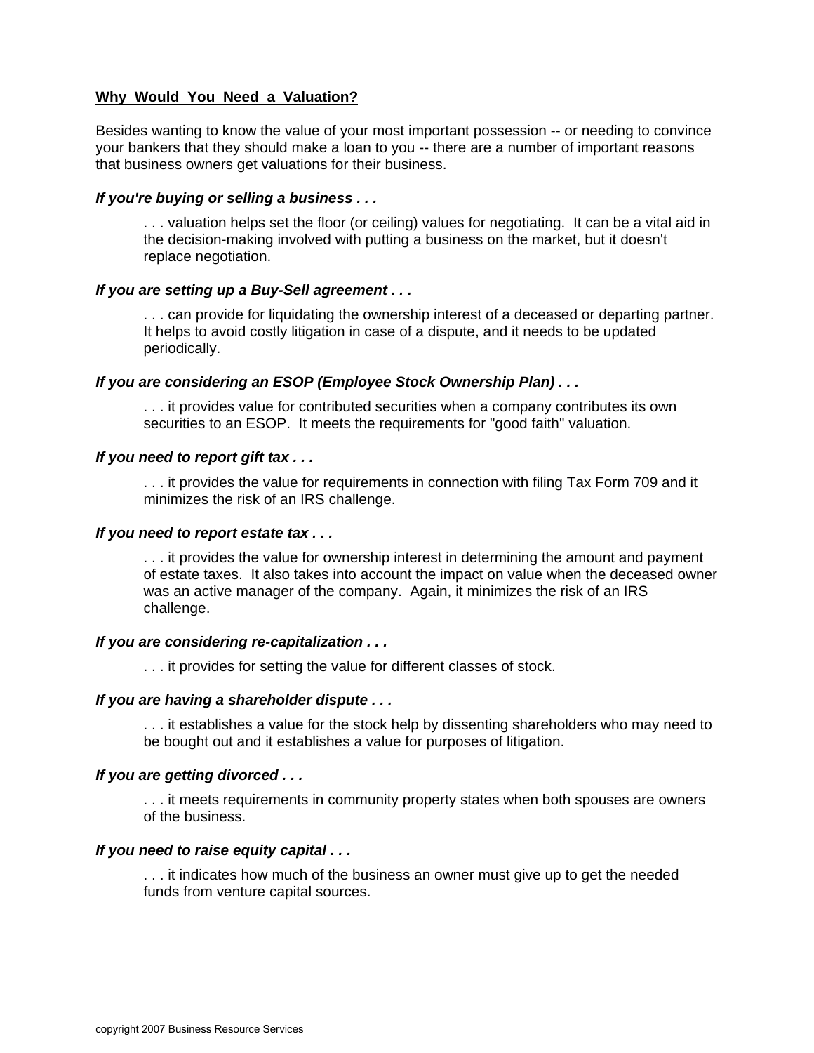## Why Would You Need a Valuation?

Besides wanting to know the value of your most important possession -- or needing to convince your bankers that they should make a loan to you -- there are a number of important reasons that business owners get valuations for their business.

***If you're buying or selling a business . . .***

> . . . valuation helps set the floor (or ceiling) values for negotiating. It can be a vital aid in the decision-making involved with putting a business on the market, but it doesn't replace negotiation.

***If you are setting up a Buy-Sell agreement . . .***

> . . . can provide for liquidating the ownership interest of a deceased or departing partner. It helps to avoid costly litigation in case of a dispute, and it needs to be updated periodically.

***If you are considering an ESOP (Employee Stock Ownership Plan) . . .***

> . . . it provides value for contributed securities when a company contributes its own securities to an ESOP. It meets the requirements for "good faith" valuation.

***If you need to report gift tax . . .***

> . . . it provides the value for requirements in connection with filing Tax Form 709 and it minimizes the risk of an IRS challenge.

***If you need to report estate tax . . .***

> . . . it provides the value for ownership interest in determining the amount and payment of estate taxes. It also takes into account the impact on value when the deceased owner was an active manager of the company. Again, it minimizes the risk of an IRS challenge.

***If you are considering re-capitalization . . .***

> . . . it provides for setting the value for different classes of stock.

***If you are having a shareholder dispute . . .***

> . . . it establishes a value for the stock help by dissenting shareholders who may need to be bought out and it establishes a value for purposes of litigation.

***If you are getting divorced . . .***

> . . . it meets requirements in community property states when both spouses are owners of the business.

***If you need to raise equity capital . . .***

> . . . it indicates how much of the business an owner must give up to get the needed funds from venture capital sources.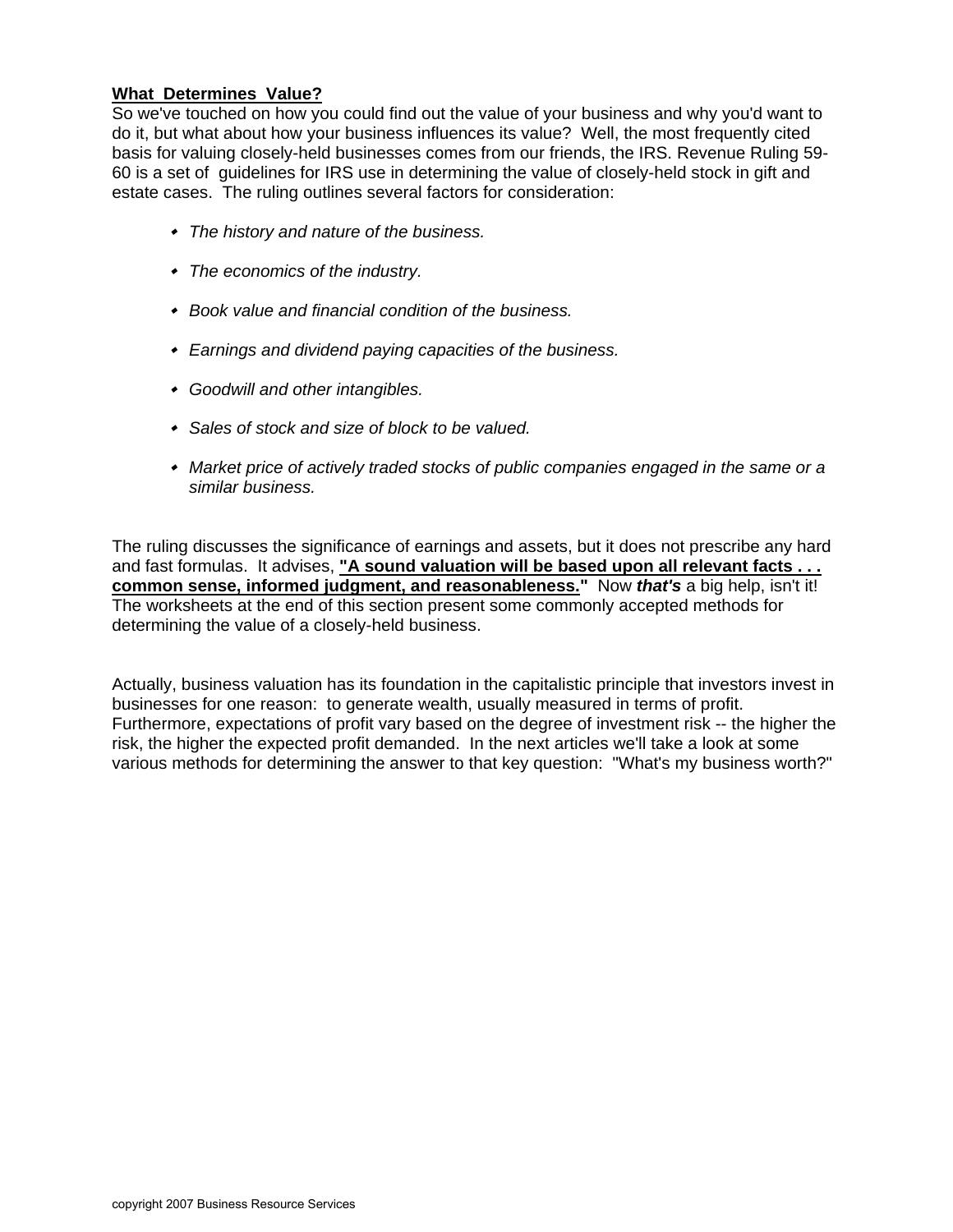## What Determines Value?

So we've touched on how you could find out the value of your business and why you'd want to do it, but what about how your business influences its value? Well, the most frequently cited basis for valuing closely-held businesses comes from our friends, the IRS. Revenue Ruling 59-60 is a set of guidelines for IRS use in determining the value of closely-held stock in gift and estate cases. The ruling outlines several factors for consideration:

- *The history and nature of the business.*
- *The economics of the industry.*
- *Book value and financial condition of the business.*
- *Earnings and dividend paying capacities of the business.*
- *Goodwill and other intangibles.*
- *Sales of stock and size of block to be valued.*
- *Market price of actively traded stocks of public companies engaged in the same or a similar business.*

The ruling discusses the significance of earnings and assets, but it does not prescribe any hard and fast formulas. It advises, **"A sound valuation will be based upon all relevant facts . . . common sense, informed judgment, and reasonableness."** Now ***that's*** a big help, isn't it! The worksheets at the end of this section present some commonly accepted methods for determining the value of a closely-held business.

Actually, business valuation has its foundation in the capitalistic principle that investors invest in businesses for one reason: to generate wealth, usually measured in terms of profit. Furthermore, expectations of profit vary based on the degree of investment risk -- the higher the risk, the higher the expected profit demanded. In the next articles we'll take a look at some various methods for determining the answer to that key question: "What's my business worth?"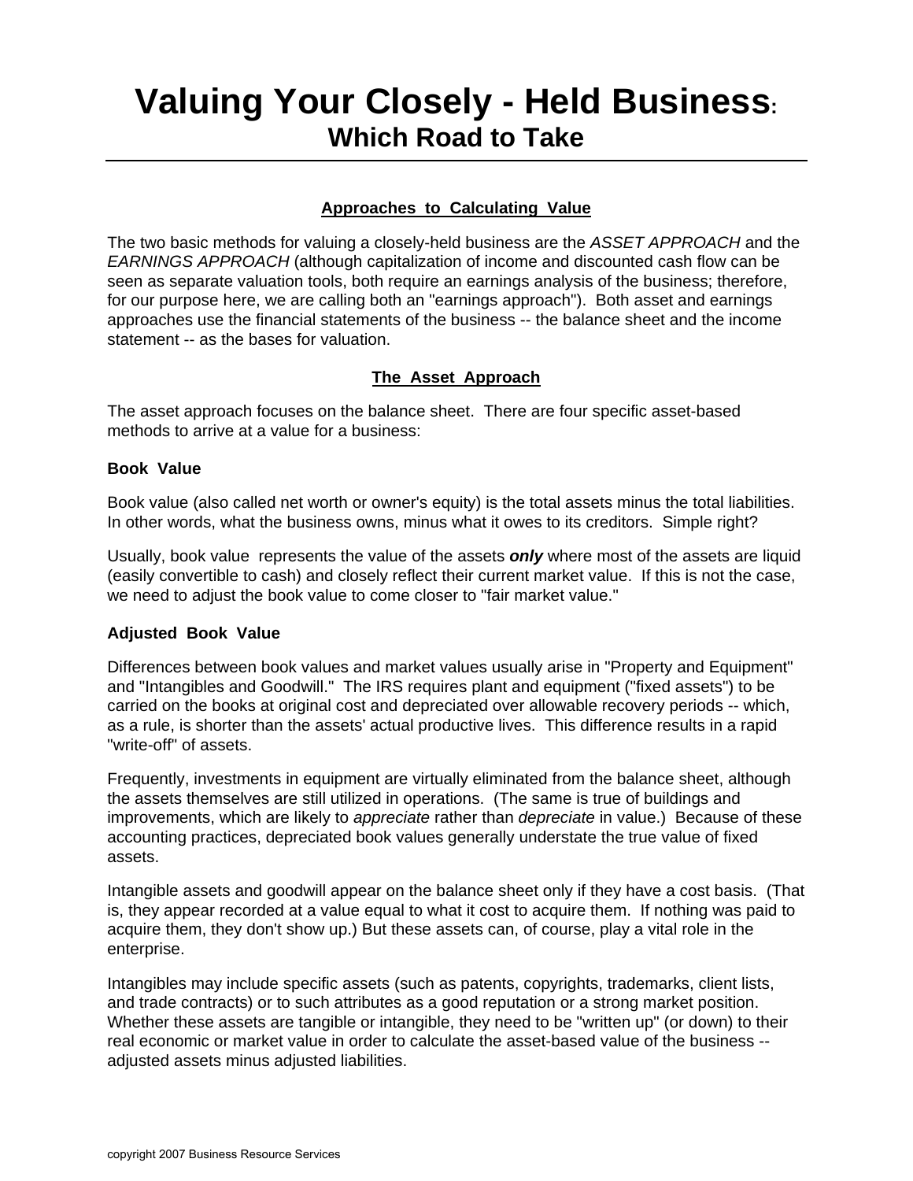# Valuing Your Closely - Held Business:

## Which Road to Take

### Approaches to Calculating Value

The two basic methods for valuing a closely-held business are the *ASSET APPROACH* and the *EARNINGS APPROACH* (although capitalization of income and discounted cash flow can be seen as separate valuation tools, both require an earnings analysis of the business; therefore, for our purpose here, we are calling both an "earnings approach"). Both asset and earnings approaches use the financial statements of the business -- the balance sheet and the income statement -- as the bases for valuation.

### The Asset Approach

The asset approach focuses on the balance sheet. There are four specific asset-based methods to arrive at a value for a business:

**Book Value**

Book value (also called net worth or owner's equity) is the total assets minus the total liabilities. In other words, what the business owns, minus what it owes to its creditors. Simple right?

Usually, book value represents the value of the assets ***only*** where most of the assets are liquid (easily convertible to cash) and closely reflect their current market value. If this is not the case, we need to adjust the book value to come closer to "fair market value."

**Adjusted Book Value**

Differences between book values and market values usually arise in "Property and Equipment" and "Intangibles and Goodwill." The IRS requires plant and equipment ("fixed assets") to be carried on the books at original cost and depreciated over allowable recovery periods -- which, as a rule, is shorter than the assets' actual productive lives. This difference results in a rapid "write-off" of assets.

Frequently, investments in equipment are virtually eliminated from the balance sheet, although the assets themselves are still utilized in operations. (The same is true of buildings and improvements, which are likely to *appreciate* rather than *depreciate* in value.) Because of these accounting practices, depreciated book values generally understate the true value of fixed assets.

Intangible assets and goodwill appear on the balance sheet only if they have a cost basis. (That is, they appear recorded at a value equal to what it cost to acquire them. If nothing was paid to acquire them, they don't show up.) But these assets can, of course, play a vital role in the enterprise.

Intangibles may include specific assets (such as patents, copyrights, trademarks, client lists, and trade contracts) or to such attributes as a good reputation or a strong market position. Whether these assets are tangible or intangible, they need to be "written up" (or down) to their real economic or market value in order to calculate the asset-based value of the business -- adjusted assets minus adjusted liabilities.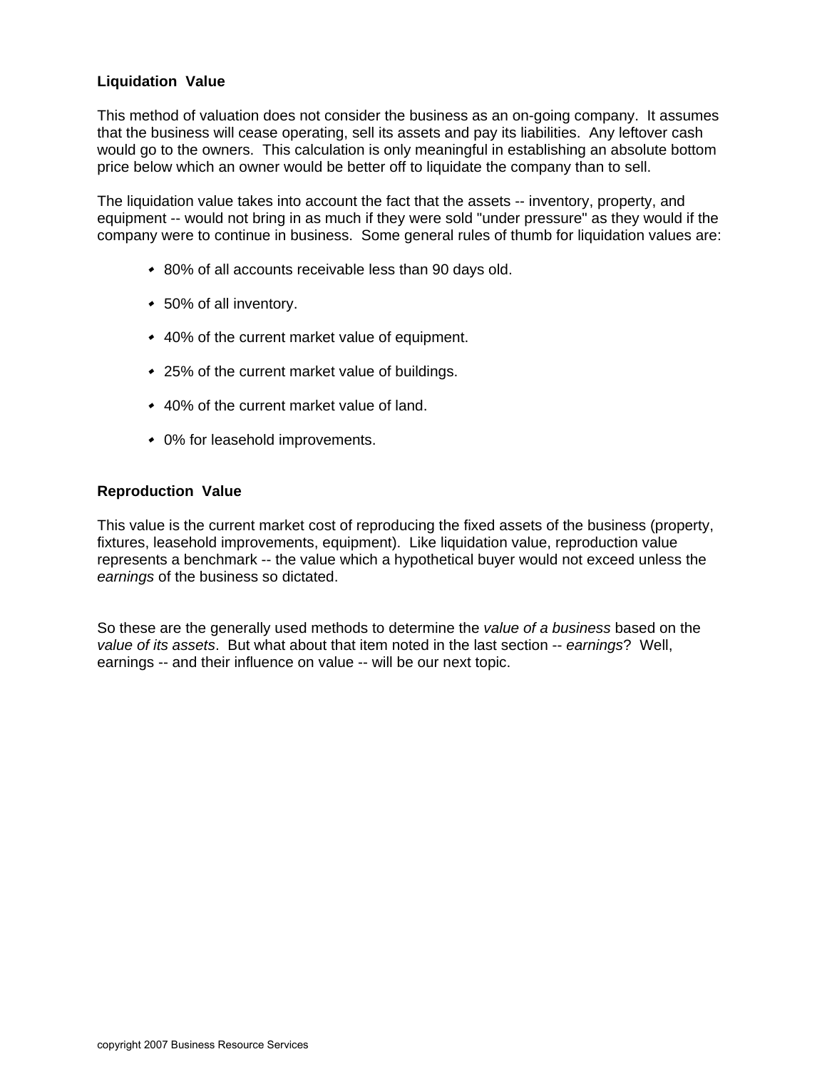### Liquidation Value

This method of valuation does not consider the business as an on-going company. It assumes that the business will cease operating, sell its assets and pay its liabilities. Any leftover cash would go to the owners. This calculation is only meaningful in establishing an absolute bottom price below which an owner would be better off to liquidate the company than to sell.

The liquidation value takes into account the fact that the assets -- inventory, property, and equipment -- would not bring in as much if they were sold "under pressure" as they would if the company were to continue in business. Some general rules of thumb for liquidation values are:

- 80% of all accounts receivable less than 90 days old.
- 50% of all inventory.
- 40% of the current market value of equipment.
- 25% of the current market value of buildings.
- 40% of the current market value of land.
- 0% for leasehold improvements.

### Reproduction Value

This value is the current market cost of reproducing the fixed assets of the business (property, fixtures, leasehold improvements, equipment). Like liquidation value, reproduction value represents a benchmark -- the value which a hypothetical buyer would not exceed unless the *earnings* of the business so dictated.

So these are the generally used methods to determine the *value of a business* based on the *value of its assets*. But what about that item noted in the last section -- *earnings*? Well, earnings -- and their influence on value -- will be our next topic.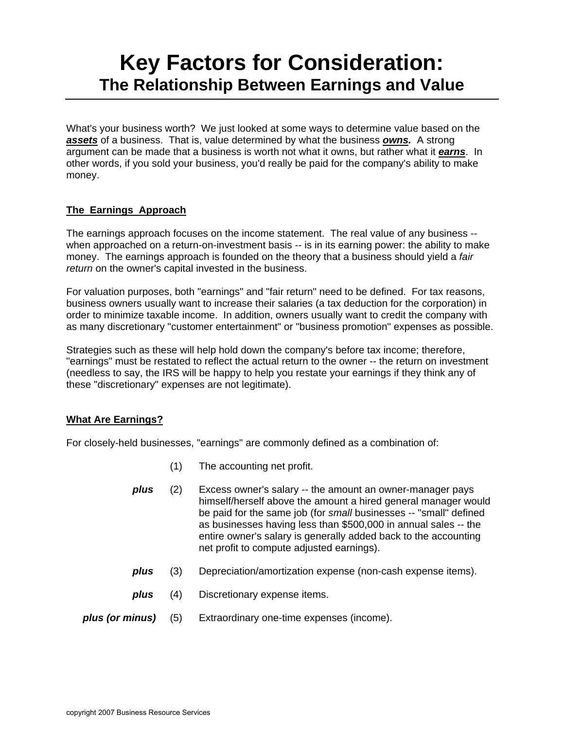# Key Factors for Consideration:
## The Relationship Between Earnings and Value

What's your business worth? We just looked at some ways to determine value based on the ***assets*** of a business. That is, value determined by what the business ***owns.*** A strong argument can be made that a business is worth not what it owns, but rather what it ***earns***. In other words, if you sold your business, you'd really be paid for the company's ability to make money.

### The Earnings Approach

The earnings approach focuses on the income statement. The real value of any business -- when approached on a return-on-investment basis -- is in its earning power: the ability to make money. The earnings approach is founded on the theory that a business should yield a *fair return* on the owner's capital invested in the business.

For valuation purposes, both "earnings" and "fair return" need to be defined. For tax reasons, business owners usually want to increase their salaries (a tax deduction for the corporation) in order to minimize taxable income. In addition, owners usually want to credit the company with as many discretionary "customer entertainment" or "business promotion" expenses as possible.

Strategies such as these will help hold down the company's before tax income; therefore, "earnings" must be restated to reflect the actual return to the owner -- the return on investment (needless to say, the IRS will be happy to help you restate your earnings if they think any of these "discretionary" expenses are not legitimate).

### What Are Earnings?

For closely-held businesses, "earnings" are commonly defined as a combination of:

(1) The accounting net profit.

***plus*** (2) Excess owner's salary -- the amount an owner-manager pays himself/herself above the amount a hired general manager would be paid for the same job (for *small* businesses -- "small" defined as businesses having less than $500,000 in annual sales -- the entire owner's salary is generally added back to the accounting net profit to compute adjusted earnings).

***plus*** (3) Depreciation/amortization expense (non-cash expense items).

***plus*** (4) Discretionary expense items.

***plus (or minus)*** (5) Extraordinary one-time expenses (income).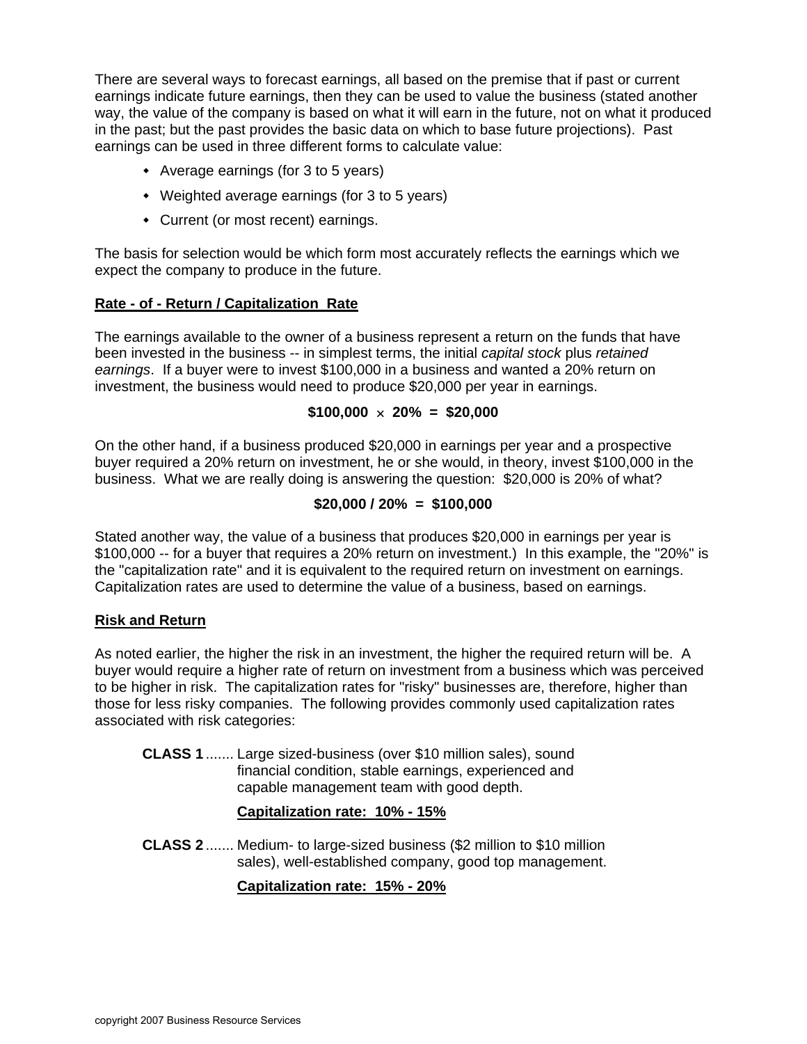There are several ways to forecast earnings, all based on the premise that if past or current earnings indicate future earnings, then they can be used to value the business (stated another way, the value of the company is based on what it will earn in the future, not on what it produced in the past; but the past provides the basic data on which to base future projections). Past earnings can be used in three different forms to calculate value:

- Average earnings (for 3 to 5 years)
- Weighted average earnings (for 3 to 5 years)
- Current (or most recent) earnings.

The basis for selection would be which form most accurately reflects the earnings which we expect the company to produce in the future.

**Rate - of - Return / Capitalization Rate**

The earnings available to the owner of a business represent a return on the funds that have been invested in the business -- in simplest terms, the initial *capital stock* plus *retained earnings*. If a buyer were to invest $100,000 in a business and wanted a 20% return on investment, the business would need to produce $20,000 per year in earnings.

$$\$100{,}000 \times 20\% = \$20{,}000$$

On the other hand, if a business produced $20,000 in earnings per year and a prospective buyer required a 20% return on investment, he or she would, in theory, invest $100,000 in the business. What we are really doing is answering the question: $20,000 is 20% of what?

$$\$20{,}000 / 20\% = \$100{,}000$$

Stated another way, the value of a business that produces $20,000 in earnings per year is $100,000 -- for a buyer that requires a 20% return on investment.) In this example, the "20%" is the "capitalization rate" and it is equivalent to the required return on investment on earnings. Capitalization rates are used to determine the value of a business, based on earnings.

**Risk and Return**

As noted earlier, the higher the risk in an investment, the higher the required return will be. A buyer would require a higher rate of return on investment from a business which was perceived to be higher in risk. The capitalization rates for "risky" businesses are, therefore, higher than those for less risky companies. The following provides commonly used capitalization rates associated with risk categories:

**CLASS 1** ....... Large sized-business (over $10 million sales), sound financial condition, stable earnings, experienced and capable management team with good depth.

**Capitalization rate: 10% - 15%**

**CLASS 2** ....... Medium- to large-sized business ($2 million to $10 million sales), well-established company, good top management.

**Capitalization rate: 15% - 20%**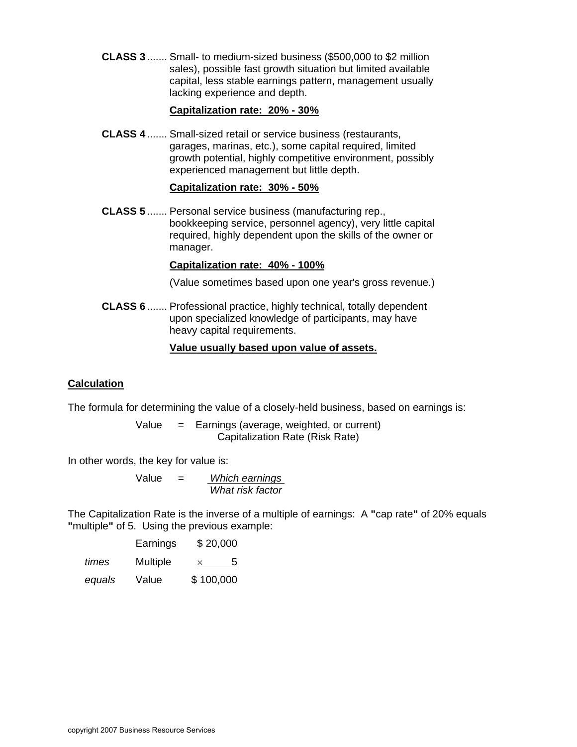**CLASS 3** ....... Small- to medium-sized business ($500,000 to $2 million sales), possible fast growth situation but limited available capital, less stable earnings pattern, management usually lacking experience and depth.

**Capitalization rate: 20% - 30%**

**CLASS 4** ....... Small-sized retail or service business (restaurants, garages, marinas, etc.), some capital required, limited growth potential, highly competitive environment, possibly experienced management but little depth.

**Capitalization rate: 30% - 50%**

**CLASS 5** ....... Personal service business (manufacturing rep., bookkeeping service, personnel agency), very little capital required, highly dependent upon the skills of the owner or manager.

**Capitalization rate: 40% - 100%**

(Value sometimes based upon one year's gross revenue.)

**CLASS 6** ....... Professional practice, highly technical, totally dependent upon specialized knowledge of participants, may have heavy capital requirements.

**Value usually based upon value of assets.**

## Calculation

The formula for determining the value of a closely-held business, based on earnings is:

$$\text{Value} = \frac{\text{Earnings (average, weighted, or current)}}{\text{Capitalization Rate (Risk Rate)}}$$

In other words, the key for value is:

$$\text{Value} = \frac{\textit{Which earnings}}{\textit{What risk factor}}$$

The Capitalization Rate is the inverse of a multiple of earnings: A **"**cap rate**"** of 20% equals **"**multiple**"** of 5. Using the previous example:

| | | |
|---|---|---|
| | Earnings | $ 20,000 |
| *times* | Multiple | × 5 |
| *equals* | Value | $ 100,000 |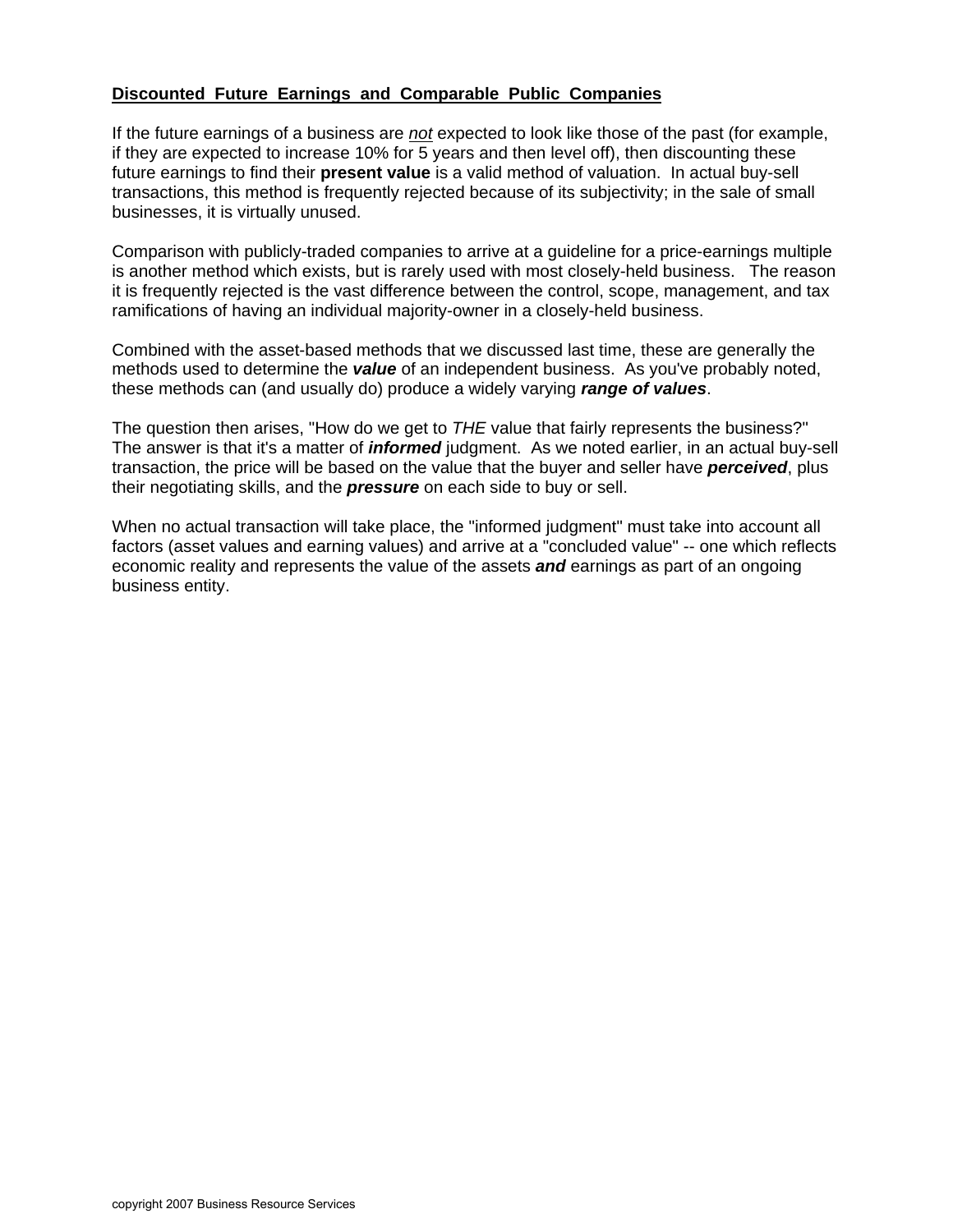## <u>Discounted Future Earnings and Comparable Public Companies</u>

If the future earnings of a business are <u>*not*</u> expected to look like those of the past (for example, if they are expected to increase 10% for 5 years and then level off), then discounting these future earnings to find their **present value** is a valid method of valuation. In actual buy-sell transactions, this method is frequently rejected because of its subjectivity; in the sale of small businesses, it is virtually unused.

Comparison with publicly-traded companies to arrive at a guideline for a price-earnings multiple is another method which exists, but is rarely used with most closely-held business. The reason it is frequently rejected is the vast difference between the control, scope, management, and tax ramifications of having an individual majority-owner in a closely-held business.

Combined with the asset-based methods that we discussed last time, these are generally the methods used to determine the ***value*** of an independent business. As you've probably noted, these methods can (and usually do) produce a widely varying ***range of values***.

The question then arises, "How do we get to *THE* value that fairly represents the business?" The answer is that it's a matter of ***informed*** judgment. As we noted earlier, in an actual buy-sell transaction, the price will be based on the value that the buyer and seller have ***perceived***, plus their negotiating skills, and the ***pressure*** on each side to buy or sell.

When no actual transaction will take place, the "informed judgment" must take into account all factors (asset values and earning values) and arrive at a "concluded value" -- one which reflects economic reality and represents the value of the assets ***and*** earnings as part of an ongoing business entity.

copyright 2007 Business Resource Services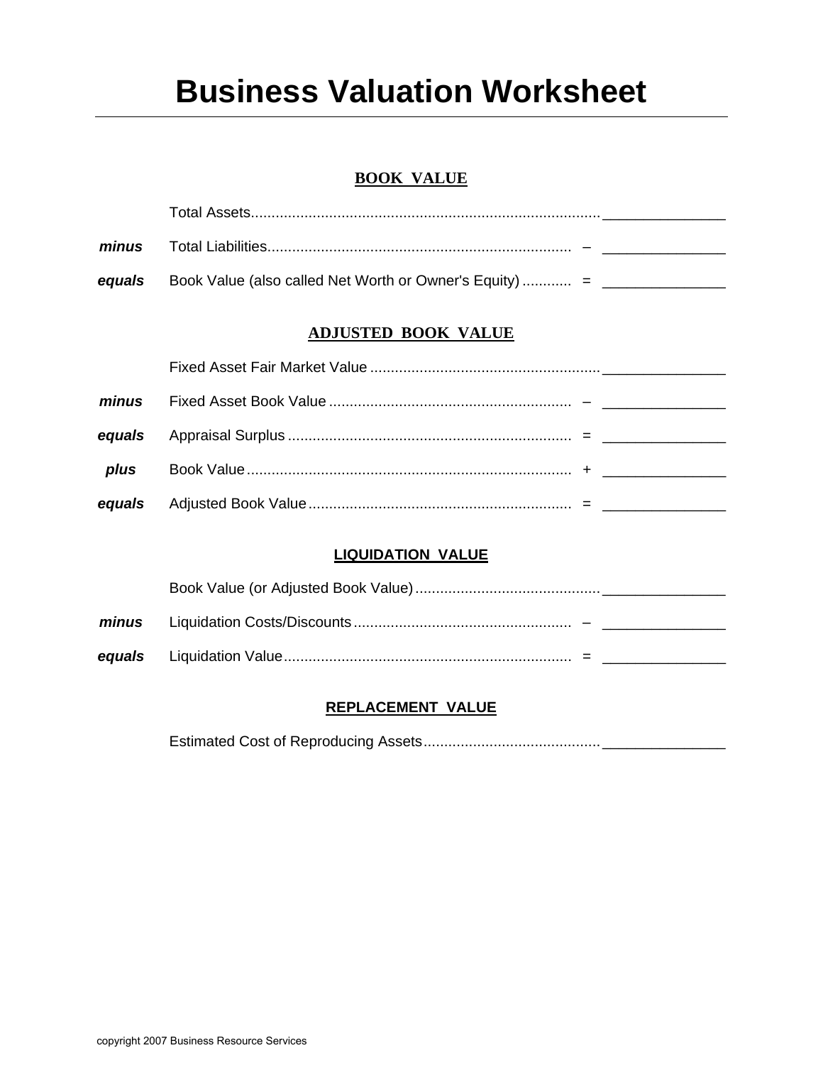# Business Valuation Worksheet

## BOOK VALUE

| | | | |
|---|---|---|---|
| | Total Assets | | _______________ |
| *minus* | Total Liabilities | – | _______________ |
| *equals* | Book Value (also called Net Worth or Owner's Equity) | = | _______________ |

## ADJUSTED BOOK VALUE

| | | | |
|---|---|---|---|
| | Fixed Asset Fair Market Value | | _______________ |
| *minus* | Fixed Asset Book Value | – | _______________ |
| *equals* | Appraisal Surplus | = | _______________ |
| *plus* | Book Value | + | _______________ |
| *equals* | Adjusted Book Value | = | _______________ |

## LIQUIDATION VALUE

| | | | |
|---|---|---|---|
| | Book Value (or Adjusted Book Value) | | _______________ |
| *minus* | Liquidation Costs/Discounts | – | _______________ |
| *equals* | Liquidation Value | = | _______________ |

## REPLACEMENT VALUE

| | | | |
|---|---|---|---|
| | Estimated Cost of Reproducing Assets | | _______________ |

copyright 2007 Business Resource Services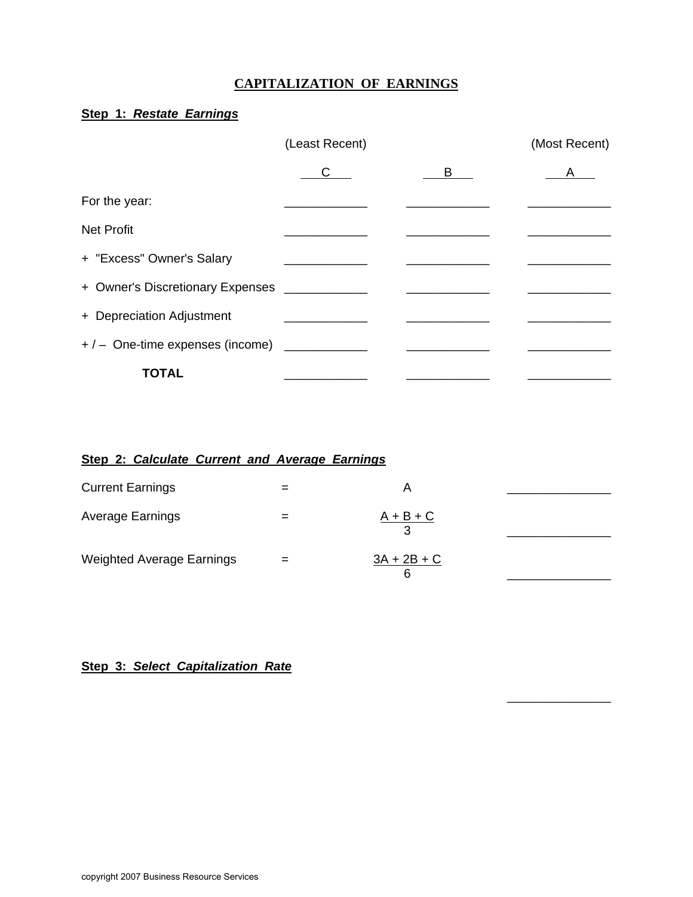# CAPITALIZATION OF EARNINGS

## Step 1: *Restate Earnings*

| | (Least Recent) | | (Most Recent) |
|---|---|---|---|
| | C | B | A |
| For the year: | ____________ | ____________ | ____________ |
| Net Profit | ____________ | ____________ | ____________ |
| + "Excess" Owner's Salary | ____________ | ____________ | ____________ |
| + Owner's Discretionary Expenses | ____________ | ____________ | ____________ |
| + Depreciation Adjustment | ____________ | ____________ | ____________ |
| + / – One-time expenses (income) | ____________ | ____________ | ____________ |
| **TOTAL** | ____________ | ____________ | ____________ |

## Step 2: *Calculate Current and Average Earnings*

| | | | |
|---|---|---|---|
| Current Earnings | = | A | ______________ |
| Average Earnings | = | $\frac{A + B + C}{3}$ | ______________ |
| Weighted Average Earnings | = | $\frac{3A + 2B + C}{6}$ | ______________ |

## Step 3: *Select Capitalization Rate*

______________

copyright 2007 Business Resource Services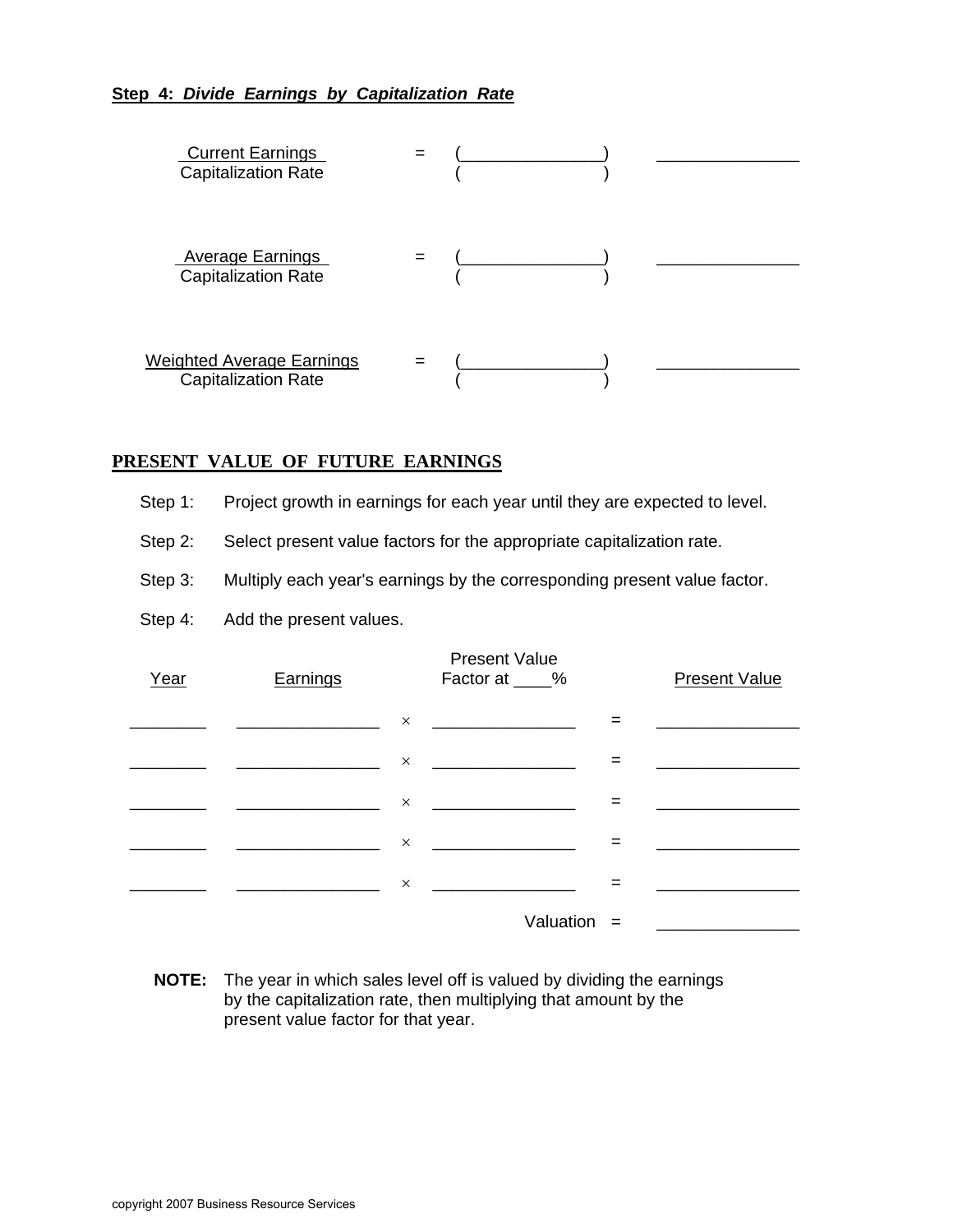**Step 4: *Divide Earnings by Capitalization Rate***

| | | | |
|---|---|---|---|
| Current Earnings / Capitalization Rate | = | (_______________) / (               ) | _______________ |
| Average Earnings / Capitalization Rate | = | (_______________) / (               ) | _______________ |
| Weighted Average Earnings / Capitalization Rate | = | (_______________) / (               ) | _______________ |

## PRESENT VALUE OF FUTURE EARNINGS

Step 1: Project growth in earnings for each year until they are expected to level.

Step 2: Select present value factors for the appropriate capitalization rate.

Step 3: Multiply each year's earnings by the corresponding present value factor.

Step 4: Add the present values.

| Year | Earnings | | Present Value Factor at ____% | | Present Value |
|---|---|---|---|---|---|
| ________ | _______________ | × | _______________ | = | _______________ |
| ________ | _______________ | × | _______________ | = | _______________ |
| ________ | _______________ | × | _______________ | = | _______________ |
| ________ | _______________ | × | _______________ | = | _______________ |
| ________ | _______________ | × | _______________ | = | _______________ |
| | | | Valuation | = | _______________ |

**NOTE:** The year in which sales level off is valued by dividing the earnings by the capitalization rate, then multiplying that amount by the present value factor for that year.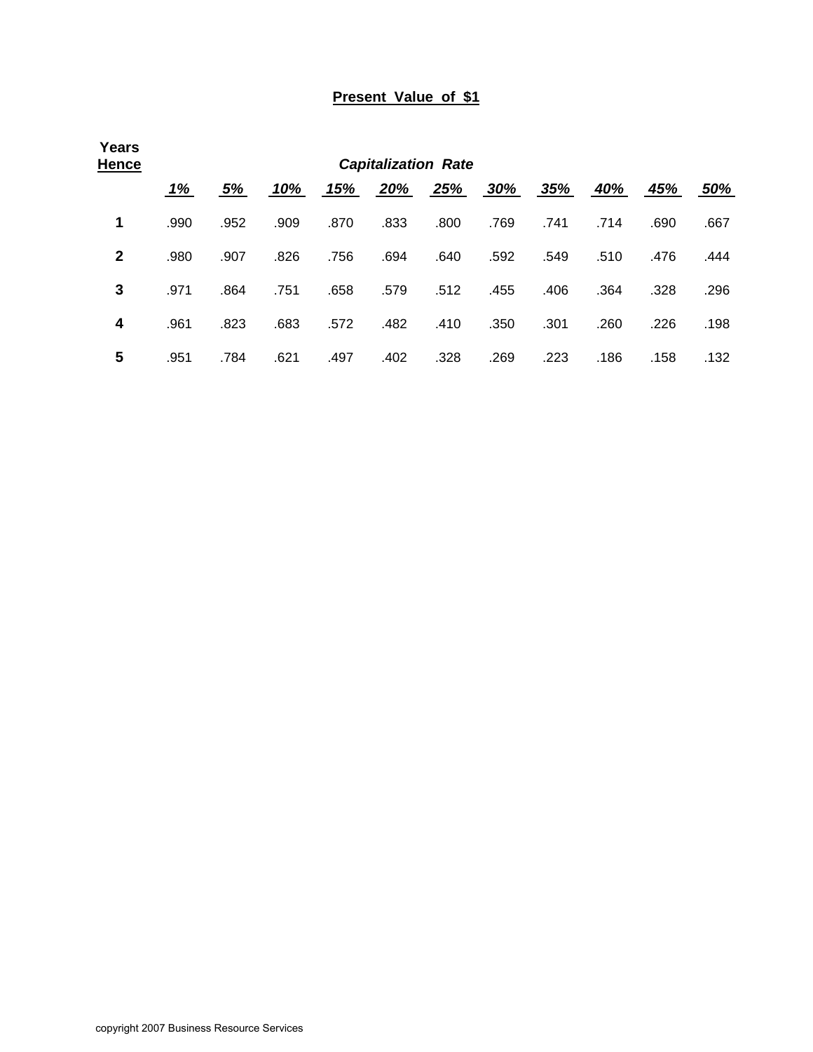## Present Value of $1

| Years Hence | Capitalization Rate | | | | | | | | | | |
|---|---|---|---|---|---|---|---|---|---|---|---|
| | *1%* | *5%* | *10%* | *15%* | *20%* | *25%* | *30%* | *35%* | *40%* | *45%* | *50%* |
| **1** | .990 | .952 | .909 | .870 | .833 | .800 | .769 | .741 | .714 | .690 | .667 |
| **2** | .980 | .907 | .826 | .756 | .694 | .640 | .592 | .549 | .510 | .476 | .444 |
| **3** | .971 | .864 | .751 | .658 | .579 | .512 | .455 | .406 | .364 | .328 | .296 |
| **4** | .961 | .823 | .683 | .572 | .482 | .410 | .350 | .301 | .260 | .226 | .198 |
| **5** | .951 | .784 | .621 | .497 | .402 | .328 | .269 | .223 | .186 | .158 | .132 |

copyright 2007 Business Resource Services